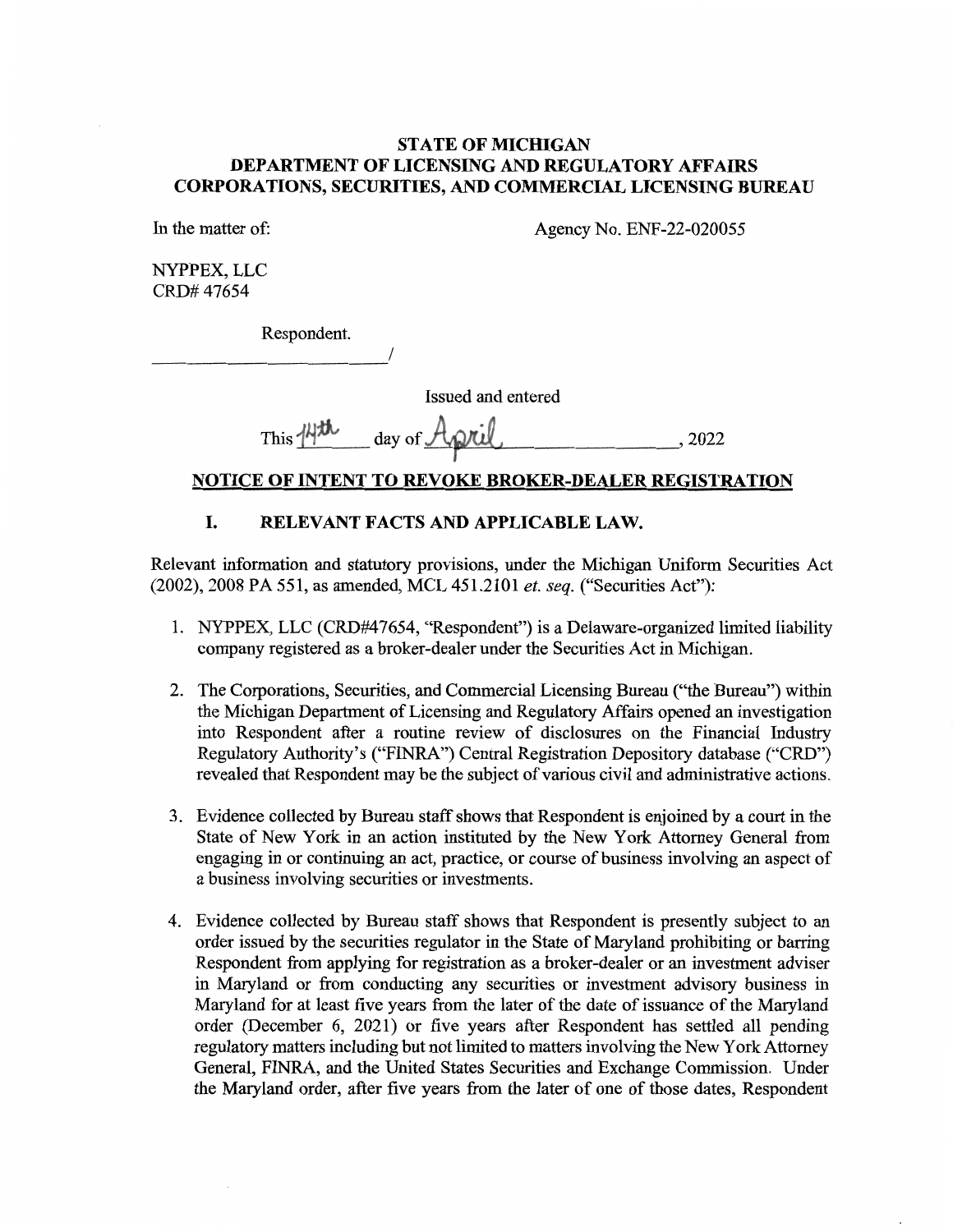**STATE OF MICHIGAN**
**DEPARTMENT OF LICENSING AND REGULATORY AFFAIRS**
**CORPORATIONS, SECURITIES, AND COMMERCIAL LICENSING BUREAU**

In the matter of: Agency No. ENF-22-020055

NYPPEX, LLC
CRD# 47654

Respondent.
_______________________/

Issued and entered

This 14th day of April, 2022

## NOTICE OF INTENT TO REVOKE BROKER-DEALER REGISTRATION

### I. RELEVANT FACTS AND APPLICABLE LAW.

Relevant information and statutory provisions, under the Michigan Uniform Securities Act (2002), 2008 PA 551, as amended, MCL 451.2101 *et. seq.* ("Securities Act"):

1. NYPPEX, LLC (CRD#47654, "Respondent") is a Delaware-organized limited liability company registered as a broker-dealer under the Securities Act in Michigan.

2. The Corporations, Securities, and Commercial Licensing Bureau ("the Bureau") within the Michigan Department of Licensing and Regulatory Affairs opened an investigation into Respondent after a routine review of disclosures on the Financial Industry Regulatory Authority's ("FINRA") Central Registration Depository database ("CRD") revealed that Respondent may be the subject of various civil and administrative actions.

3. Evidence collected by Bureau staff shows that Respondent is enjoined by a court in the State of New York in an action instituted by the New York Attorney General from engaging in or continuing an act, practice, or course of business involving an aspect of a business involving securities or investments.

4. Evidence collected by Bureau staff shows that Respondent is presently subject to an order issued by the securities regulator in the State of Maryland prohibiting or barring Respondent from applying for registration as a broker-dealer or an investment adviser in Maryland or from conducting any securities or investment advisory business in Maryland for at least five years from the later of the date of issuance of the Maryland order (December 6, 2021) or five years after Respondent has settled all pending regulatory matters including but not limited to matters involving the New York Attorney General, FINRA, and the United States Securities and Exchange Commission. Under the Maryland order, after five years from the later of one of those dates, Respondent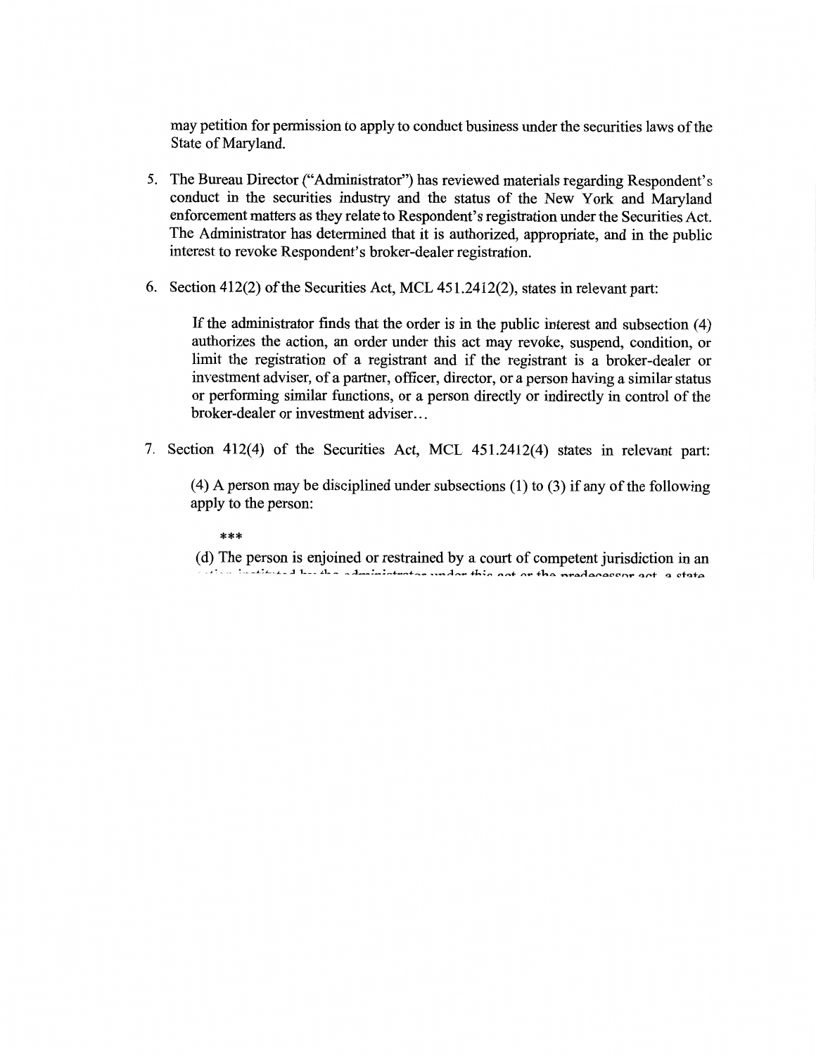may petition for permission to apply to conduct business under the securities laws of the State of Maryland.

5. The Bureau Director ("Administrator") has reviewed materials regarding Respondent's conduct in the securities industry and the status of the New York and Maryland enforcement matters as they relate to Respondent's registration under the Securities Act. The Administrator has determined that it is authorized, appropriate, and in the public interest to revoke Respondent's broker-dealer registration.

6. Section 412(2) of the Securities Act, MCL 451.2412(2), states in relevant part:

   > If the administrator finds that the order is in the public interest and subsection (4) authorizes the action, an order under this act may revoke, suspend, condition, or limit the registration of a registrant and if the registrant is a broker-dealer or investment adviser, of a partner, officer, director, or a person having a similar status or performing similar functions, or a person directly or indirectly in control of the broker-dealer or investment adviser…

7. Section 412(4) of the Securities Act, MCL 451.2412(4) states in relevant part:

   > (4) A person may be disciplined under subsections (1) to (3) if any of the following apply to the person:
   >
   > ***
   >
   > (d) The person is enjoined or restrained by a court of competent jurisdiction in an action instituted by the administrator under this act or the predecessor act, a state